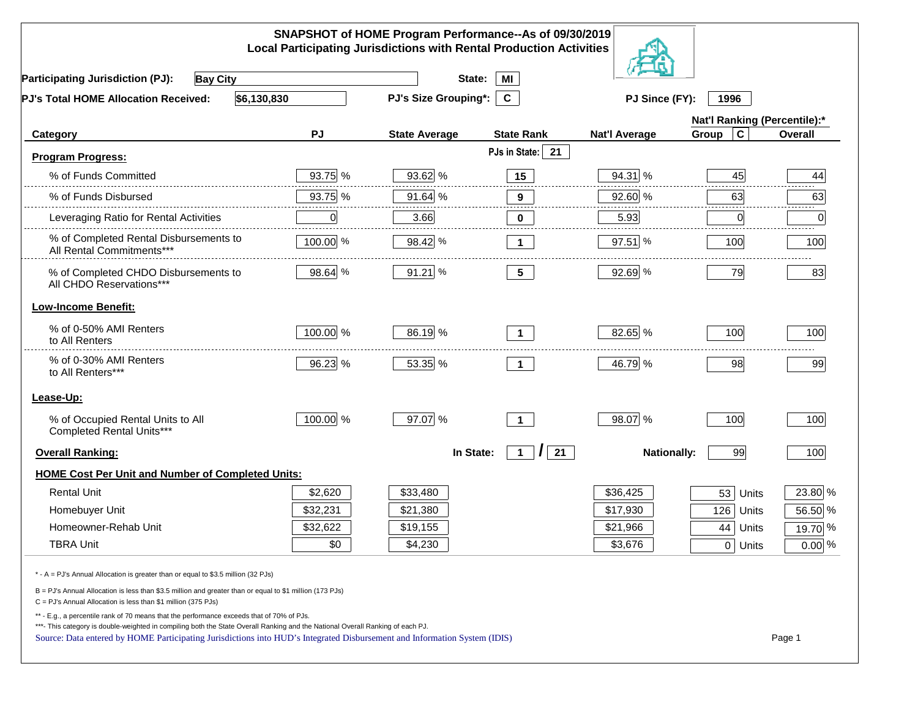# SNAPSHOT of HOME Program Performance--As of 09/30/2019
## Local Participating Jurisdictions with Rental Production Activities

**Participating Jurisdiction (PJ):** Bay City **State:** MI

**PJ's Total HOME Allocation Received:** $6,130,830 **PJ's Size Grouping*:** C **PJ Since (FY):** 1996

| Category | PJ | State Average | State Rank | Nat'l Average | Nat'l Ranking (Percentile):* Group C | Overall |
|---|---|---|---|---|---|---|
| **Program Progress:** | | | PJs in State: 21 | | | |
| % of Funds Committed | 93.75 % | 93.62 % | 15 | 94.31 % | 45 | 44 |
| % of Funds Disbursed | 93.75 % | 91.64 % | 9 | 92.60 % | 63 | 63 |
| Leveraging Ratio for Rental Activities | 0 | 3.66 | 0 | 5.93 | 0 | 0 |
| % of Completed Rental Disbursements to All Rental Commitments*** | 100.00 % | 98.42 % | 1 | 97.51 % | 100 | 100 |
| % of Completed CHDO Disbursements to All CHDO Reservations*** | 98.64 % | 91.21 % | 5 | 92.69 % | 79 | 83 |
| **Low-Income Benefit:** | | | | | | |
| % of 0-50% AMI Renters to All Renters | 100.00 % | 86.19 % | 1 | 82.65 % | 100 | 100 |
| % of 0-30% AMI Renters to All Renters*** | 96.23 % | 53.35 % | 1 | 46.79 % | 98 | 99 |
| **Lease-Up:** | | | | | | |
| % of Occupied Rental Units to All Completed Rental Units*** | 100.00 % | 97.07 % | 1 | 98.07 % | 100 | 100 |
| **Overall Ranking:** | | In State: | 1 / 21 | Nationally: | 99 | 100 |
| **HOME Cost Per Unit and Number of Completed Units:** | | | | | | |
| Rental Unit | $2,620 | $33,480 | | $36,425 | 53 Units | 23.80 % |
| Homebuyer Unit | $32,231 | $21,380 | | $17,930 | 126 Units | 56.50 % |
| Homeowner-Rehab Unit | $32,622 | $19,155 | | $21,966 | 44 Units | 19.70 % |
| TBRA Unit | $0 | $4,230 | | $3,676 | 0 Units | 0.00 % |

\* - A = PJ's Annual Allocation is greater than or equal to $3.5 million (32 PJs)

B = PJ's Annual Allocation is less than $3.5 million and greater than or equal to $1 million (173 PJs)

C = PJ's Annual Allocation is less than $1 million (375 PJs)

\*\* - E.g., a percentile rank of 70 means that the performance exceeds that of 70% of PJs.

\*\*\*- This category is double-weighted in compiling both the State Overall Ranking and the National Overall Ranking of each PJ.

Source: Data entered by HOME Participating Jurisdictions into HUD's Integrated Disbursement and Information System (IDIS)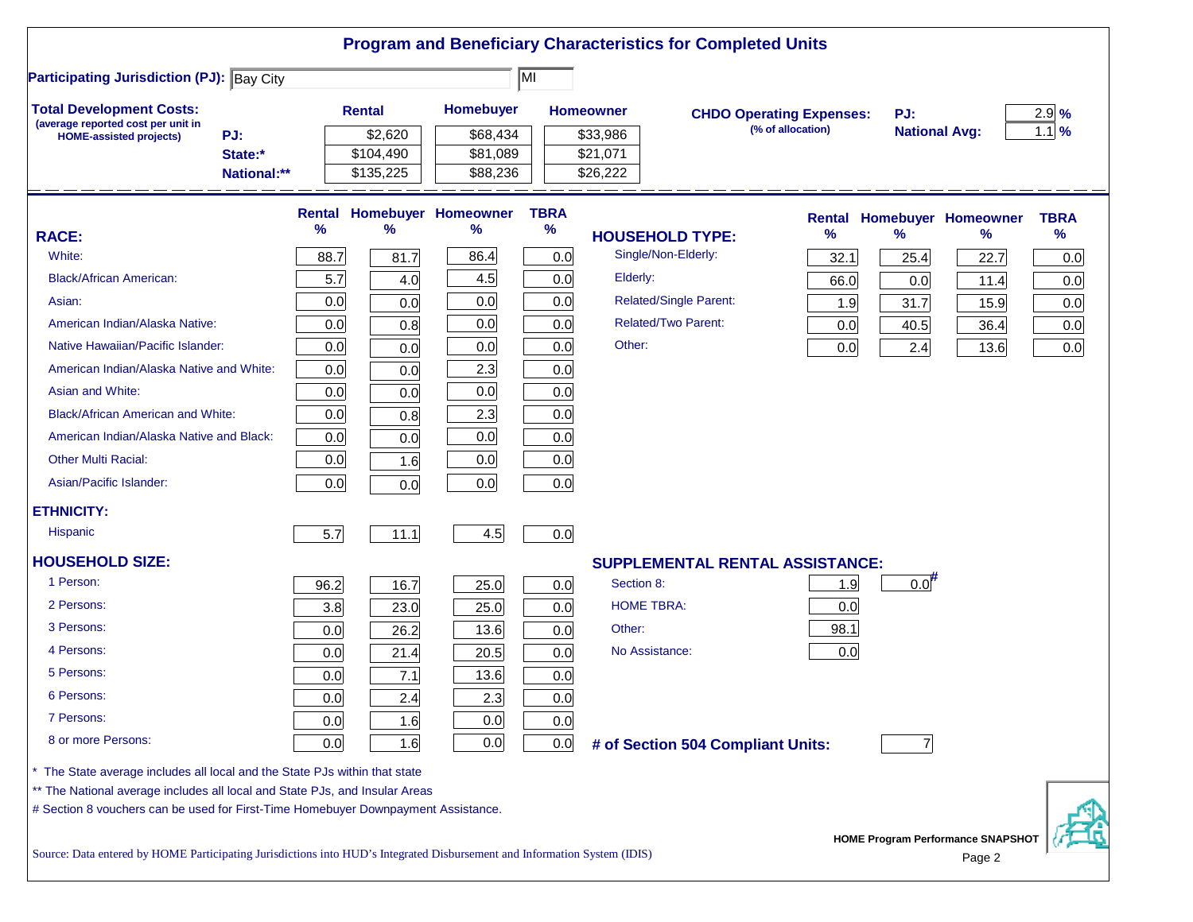# Program and Beneficiary Characteristics for Completed Units

**Participating Jurisdiction (PJ):** Bay City MI

**Total Development Costs:**
(average reported cost per unit in HOME-assisted projects)

| | Rental | Homebuyer | Homeowner |
|---|---|---|---|
| PJ: | $2,620 | $68,434 | $33,986 |
| State:* | $104,490 | $81,089 | $21,071 |
| National:** | $135,225 | $88,236 | $26,222 |

**CHDO Operating Expenses:** (% of allocation)

| | |
|---|---|
| PJ: | 2.9 % |
| National Avg: | 1.1 % |

| RACE: | Rental % | Homebuyer % | Homeowner % | TBRA % |
|---|---|---|---|---|
| White: | 88.7 | 81.7 | 86.4 | 0.0 |
| Black/African American: | 5.7 | 4.0 | 4.5 | 0.0 |
| Asian: | 0.0 | 0.0 | 0.0 | 0.0 |
| American Indian/Alaska Native: | 0.0 | 0.8 | 0.0 | 0.0 |
| Native Hawaiian/Pacific Islander: | 0.0 | 0.0 | 0.0 | 0.0 |
| American Indian/Alaska Native and White: | 0.0 | 0.0 | 2.3 | 0.0 |
| Asian and White: | 0.0 | 0.0 | 0.0 | 0.0 |
| Black/African American and White: | 0.0 | 0.8 | 2.3 | 0.0 |
| American Indian/Alaska Native and Black: | 0.0 | 0.0 | 0.0 | 0.0 |
| Other Multi Racial: | 0.0 | 1.6 | 0.0 | 0.0 |
| Asian/Pacific Islander: | 0.0 | 0.0 | 0.0 | 0.0 |
| **ETHNICITY:** | | | | |
| Hispanic | 5.7 | 11.1 | 4.5 | 0.0 |
| **HOUSEHOLD SIZE:** | | | | |
| 1 Person: | 96.2 | 16.7 | 25.0 | 0.0 |
| 2 Persons: | 3.8 | 23.0 | 25.0 | 0.0 |
| 3 Persons: | 0.0 | 26.2 | 13.6 | 0.0 |
| 4 Persons: | 0.0 | 21.4 | 20.5 | 0.0 |
| 5 Persons: | 0.0 | 7.1 | 13.6 | 0.0 |
| 6 Persons: | 0.0 | 2.4 | 2.3 | 0.0 |
| 7 Persons: | 0.0 | 1.6 | 0.0 | 0.0 |
| 8 or more Persons: | 0.0 | 1.6 | 0.0 | 0.0 |

| HOUSEHOLD TYPE: | Rental % | Homebuyer % | Homeowner % | TBRA % |
|---|---|---|---|---|
| Single/Non-Elderly: | 32.1 | 25.4 | 22.7 | 0.0 |
| Elderly: | 66.0 | 0.0 | 11.4 | 0.0 |
| Related/Single Parent: | 1.9 | 31.7 | 15.9 | 0.0 |
| Related/Two Parent: | 0.0 | 40.5 | 36.4 | 0.0 |
| Other: | 0.0 | 2.4 | 13.6 | 0.0 |

| SUPPLEMENTAL RENTAL ASSISTANCE: | Rental | Homebuyer |
|---|---|---|
| Section 8: | 1.9 | 0.0# |
| HOME TBRA: | 0.0 | |
| Other: | 98.1 | |
| No Assistance: | 0.0 | |

**# of Section 504 Compliant Units:** 7

\* The State average includes all local and the State PJs within that state

\*\* The National average includes all local and State PJs, and Insular Areas

\# Section 8 vouchers can be used for First-Time Homebuyer Downpayment Assistance.

Source: Data entered by HOME Participating Jurisdictions into HUD's Integrated Disbursement and Information System (IDIS)

HOME Program Performance SNAPSHOT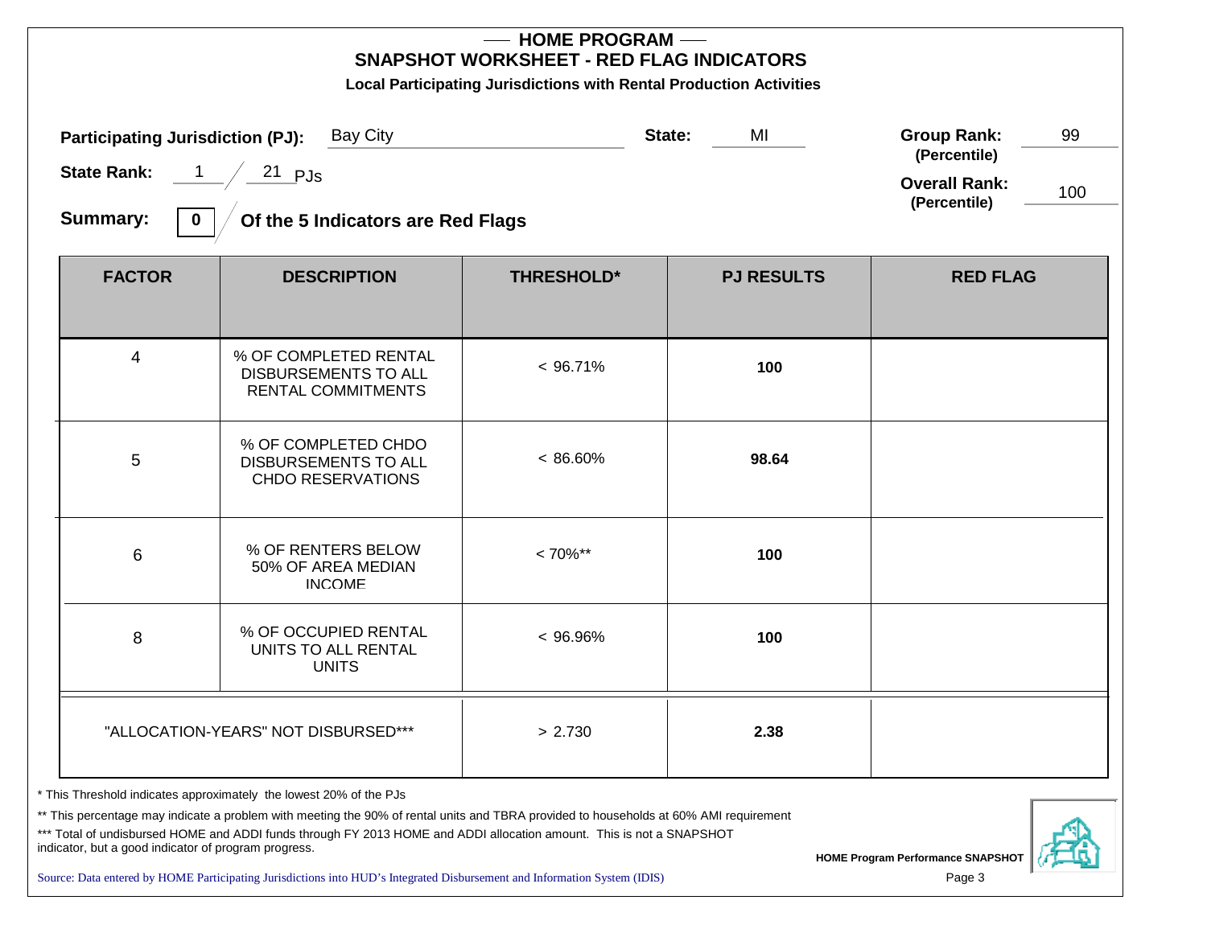# HOME PROGRAM
## SNAPSHOT WORKSHEET - RED FLAG INDICATORS
### Local Participating Jurisdictions with Rental Production Activities

**Participating Jurisdiction (PJ):** Bay City **State:** MI **Group Rank:** 99 **(Percentile)**

**State Rank:** 1 / 21 PJs **Overall Rank:** 100 **(Percentile)**

**Summary:** 0 / **Of the 5 Indicators are Red Flags**

| FACTOR | DESCRIPTION | THRESHOLD* | PJ RESULTS | RED FLAG |
|---|---|---|---|---|
| 4 | % OF COMPLETED RENTAL DISBURSEMENTS TO ALL RENTAL COMMITMENTS | < 96.71% | **100** | |
| 5 | % OF COMPLETED CHDO DISBURSEMENTS TO ALL CHDO RESERVATIONS | < 86.60% | **98.64** | |
| 6 | % OF RENTERS BELOW 50% OF AREA MEDIAN INCOME | < 70%** | **100** | |
| 8 | % OF OCCUPIED RENTAL UNITS TO ALL RENTAL UNITS | < 96.96% | **100** | |
| "ALLOCATION-YEARS" NOT DISBURSED*** | | > 2.730 | **2.38** | |

* This Threshold indicates approximately the lowest 20% of the PJs

** This percentage may indicate a problem with meeting the 90% of rental units and TBRA provided to households at 60% AMI requirement

*** Total of undisbursed HOME and ADDI funds through FY 2013 HOME and ADDI allocation amount. This is not a SNAPSHOT indicator, but a good indicator of program progress.

Source: Data entered by HOME Participating Jurisdictions into HUD's Integrated Disbursement and Information System (IDIS)